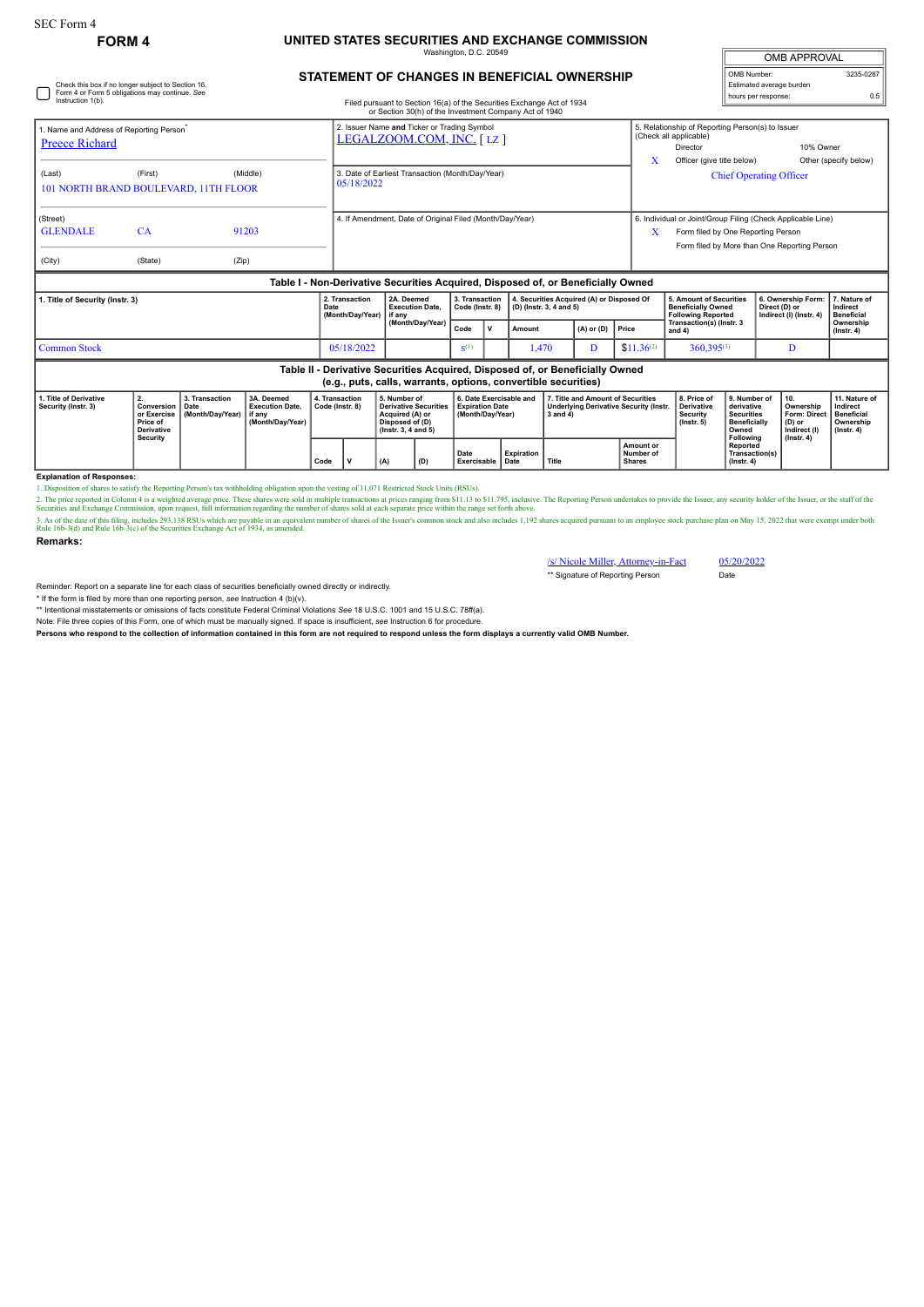SEC Form 4

**FORM 4**

# UNITED STATES SECURITIES AND EXCHANGE COMMISSION

Washington, D.C. 20549

## STATEMENT OF CHANGES IN BENEFICIAL OWNERSHIP

Filed pursuant to Section 16(a) of the Securities Exchange Act of 1934 or Section 30(h) of the Investment Company Act of 1940

| OMB APPROVAL | |
|---|---|
| OMB Number: | 3235-0287 |
| Estimated average burden | |
| hours per response: | 0.5 |

☐ Check this box if no longer subject to Section 16. Form 4 or Form 5 obligations may continue. *See* Instruction 1(b).

| | | |
|---|---|---|
| 1. Name and Address of Reporting Person* Preece Richard | 2. Issuer Name **and** Ticker or Trading Symbol LEGALZOOM.COM, INC. [ LZ ] | 5. Relationship of Reporting Person(s) to Issuer (Check all applicable) Director; 10% Owner; X Officer (give title below); Other (specify below) Chief Operating Officer |
| (Last) (First) (Middle) 101 NORTH BRAND BOULEVARD, 11TH FLOOR | 3. Date of Earliest Transaction (Month/Day/Year) 05/18/2022 | |
| (Street) GLENDALE CA 91203 (City) (State) (Zip) | 4. If Amendment, Date of Original Filed (Month/Day/Year) | 6. Individual or Joint/Group Filing (Check Applicable Line) X Form filed by One Reporting Person; Form filed by More than One Reporting Person |

**Table I - Non-Derivative Securities Acquired, Disposed of, or Beneficially Owned**

| 1. Title of Security (Instr. 3) | 2. Transaction Date (Month/Day/Year) | 2A. Deemed Execution Date, if any (Month/Day/Year) | 3. Transaction Code (Instr. 8) | | 4. Securities Acquired (A) or Disposed Of (D) (Instr. 3, 4 and 5) | | | 5. Amount of Securities Beneficially Owned Following Reported Transaction(s) (Instr. 3 and 4) | 6. Ownership Form: Direct (D) or Indirect (I) (Instr. 4) | 7. Nature of Indirect Beneficial Ownership (Instr. 4) |
|---|---|---|---|---|---|---|---|---|---|---|
| | | | Code | V | Amount | (A) or (D) | Price | | | |
| Common Stock | 05/18/2022 | | S(1) | | 1,470 | D | $11.36(2) | 360,395(3) | D | |

**Table II - Derivative Securities Acquired, Disposed of, or Beneficially Owned (e.g., puts, calls, warrants, options, convertible securities)**

| 1. Title of Derivative Security (Instr. 3) | 2. Conversion or Exercise Price of Derivative Security | 3. Transaction Date (Month/Day/Year) | 3A. Deemed Execution Date, if any (Month/Day/Year) | 4. Transaction Code (Instr. 8) | | 5. Number of Derivative Securities Acquired (A) or Disposed of (D) (Instr. 3, 4 and 5) | | 6. Date Exercisable and Expiration Date (Month/Day/Year) | | 7. Title and Amount of Securities Underlying Derivative Security (Instr. 3 and 4) | | 8. Price of Derivative Security (Instr. 5) | 9. Number of derivative Securities Beneficially Owned Following Reported Transaction(s) (Instr. 4) | 10. Ownership Form: Direct (D) or Indirect (I) (Instr. 4) | 11. Nature of Indirect Beneficial Ownership (Instr. 4) |
|---|---|---|---|---|---|---|---|---|---|---|---|---|---|---|---|
| | | | | Code | V | (A) | (D) | Date Exercisable | Expiration Date | Title | Amount or Number of Shares | | | | |

**Explanation of Responses:**

1. Disposition of shares to satisfy the Reporting Person's tax withholding obligation upon the vesting of 11,071 Restricted Stock Units (RSUs).

2. The price reported in Column 4 is a weighted average price. These shares were sold in multiple transactions at prices ranging from $11.13 to $11.795, inclusive. The Reporting Person undertakes to provide the Issuer, any security holder of the Issuer, or the staff of the Securities and Exchange Commission, upon request, full information regarding the number of shares sold at each separate price within the range set forth above.

3. As of the date of this filing, includes 293,138 RSUs which are payable in an equivalent number of shares of the Issuer's common stock and also includes 1,192 shares acquired pursuant to an employee stock purchase plan on May 15, 2022 that were exempt under both Rule 16b-3(d) and Rule 16b-3(c) of the Securities Exchange Act of 1934, as amended.

**Remarks:**

/s/ Nicole Miller, Attorney-in-Fact — 05/20/2022

** Signature of Reporting Person — Date

Reminder: Report on a separate line for each class of securities beneficially owned directly or indirectly.

* If the form is filed by more than one reporting person, *see* Instruction 4 (b)(v).

** Intentional misstatements or omissions of facts constitute Federal Criminal Violations *See* 18 U.S.C. 1001 and 15 U.S.C. 78ff(a).

Note: File three copies of this Form, one of which must be manually signed. If space is insufficient, *see* Instruction 6 for procedure.

**Persons who respond to the collection of information contained in this form are not required to respond unless the form displays a currently valid OMB Number.**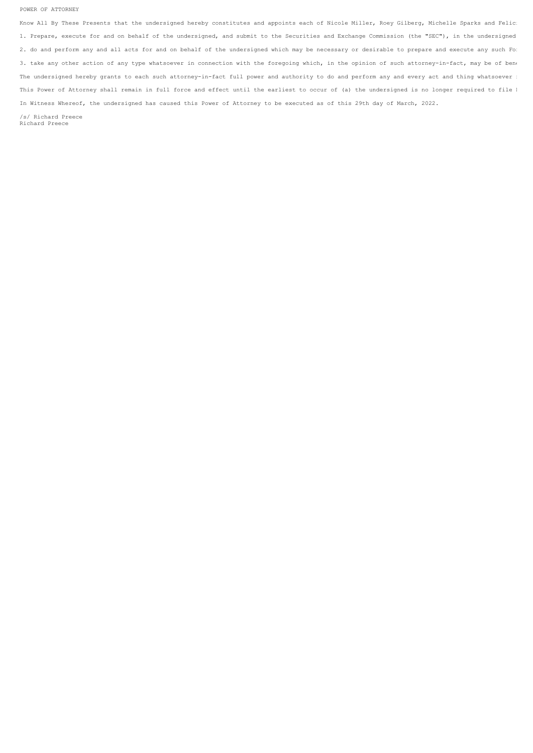POWER OF ATTORNEY

Know All By These Presents that the undersigned hereby constitutes and appoints each of Nicole Miller, Roey Gilberg, Michelle Sparks and Felic

1. Prepare, execute for and on behalf of the undersigned, and submit to the Securities and Exchange Commission (the "SEC"), in the undersigned

2. do and perform any and all acts for and on behalf of the undersigned which may be necessary or desirable to prepare and execute any such Fo

3. take any other action of any type whatsoever in connection with the foregoing which, in the opinion of such attorney-in-fact, may be of ben

The undersigned hereby grants to each such attorney-in-fact full power and authority to do and perform any and every act and thing whatsoever

This Power of Attorney shall remain in full force and effect until the earliest to occur of (a) the undersigned is no longer required to file

In Witness Whereof, the undersigned has caused this Power of Attorney to be executed as of this 29th day of March, 2022.

/s/ Richard Preece
Richard Preece